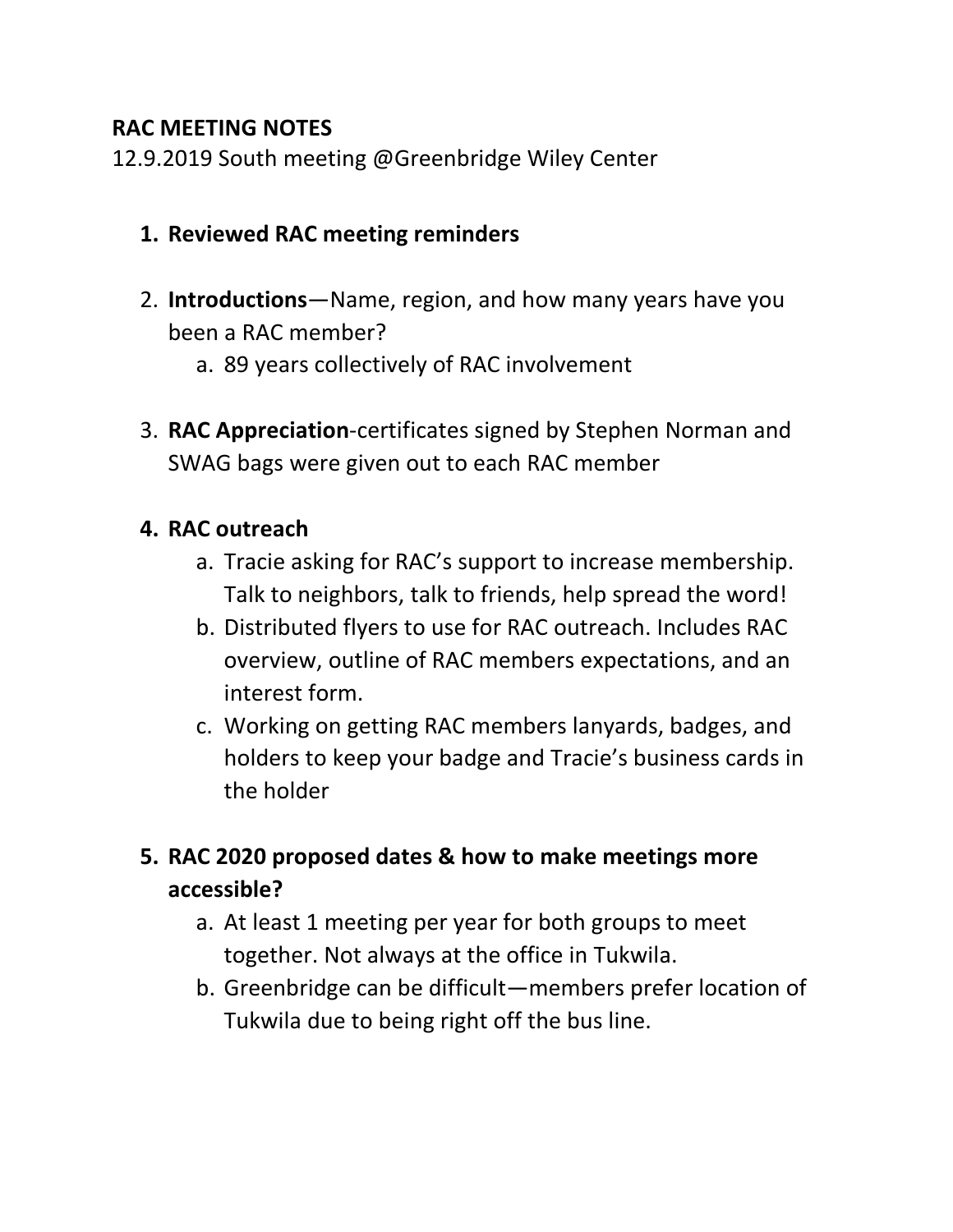**RAC MEETING NOTES**

12.9.2019 South meeting @Greenbridge Wiley Center

1. **Reviewed RAC meeting reminders**

2. **Introductions**—Name, region, and how many years have you been a RAC member?
   a. 89 years collectively of RAC involvement

3. **RAC Appreciation**-certificates signed by Stephen Norman and SWAG bags were given out to each RAC member

4. **RAC outreach**
   a. Tracie asking for RAC's support to increase membership. Talk to neighbors, talk to friends, help spread the word!
   b. Distributed flyers to use for RAC outreach. Includes RAC overview, outline of RAC members expectations, and an interest form.
   c. Working on getting RAC members lanyards, badges, and holders to keep your badge and Tracie's business cards in the holder

5. **RAC 2020 proposed dates & how to make meetings more accessible?**
   a. At least 1 meeting per year for both groups to meet together. Not always at the office in Tukwila.
   b. Greenbridge can be difficult—members prefer location of Tukwila due to being right off the bus line.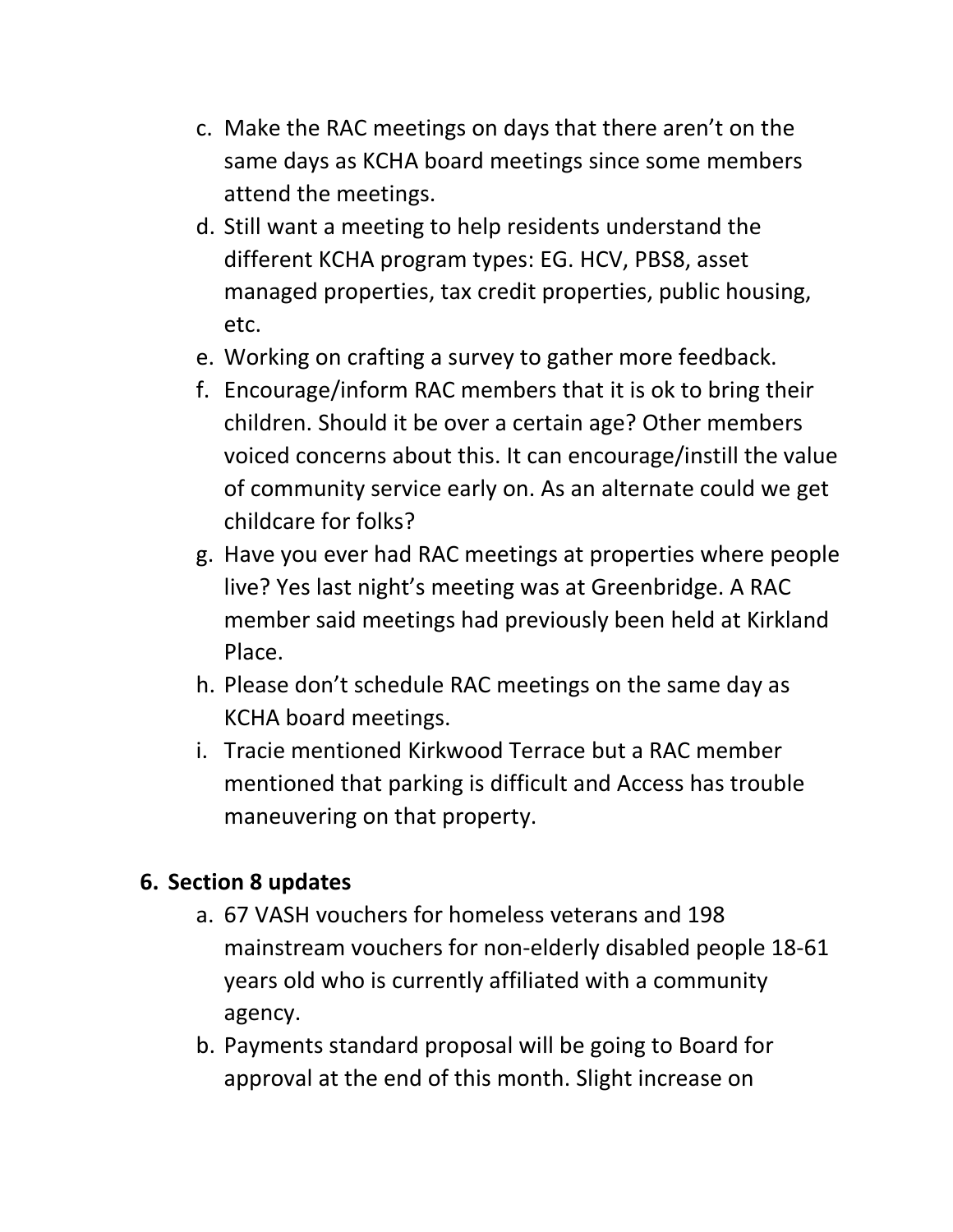c. Make the RAC meetings on days that there aren't on the same days as KCHA board meetings since some members attend the meetings.
d. Still want a meeting to help residents understand the different KCHA program types: EG. HCV, PBS8, asset managed properties, tax credit properties, public housing, etc.
e. Working on crafting a survey to gather more feedback.
f. Encourage/inform RAC members that it is ok to bring their children. Should it be over a certain age? Other members voiced concerns about this. It can encourage/instill the value of community service early on. As an alternate could we get childcare for folks?
g. Have you ever had RAC meetings at properties where people live? Yes last night's meeting was at Greenbridge. A RAC member said meetings had previously been held at Kirkland Place.
h. Please don't schedule RAC meetings on the same day as KCHA board meetings.
i. Tracie mentioned Kirkwood Terrace but a RAC member mentioned that parking is difficult and Access has trouble maneuvering on that property.

**6. Section 8 updates**

a. 67 VASH vouchers for homeless veterans and 198 mainstream vouchers for non-elderly disabled people 18-61 years old who is currently affiliated with a community agency.
b. Payments standard proposal will be going to Board for approval at the end of this month. Slight increase on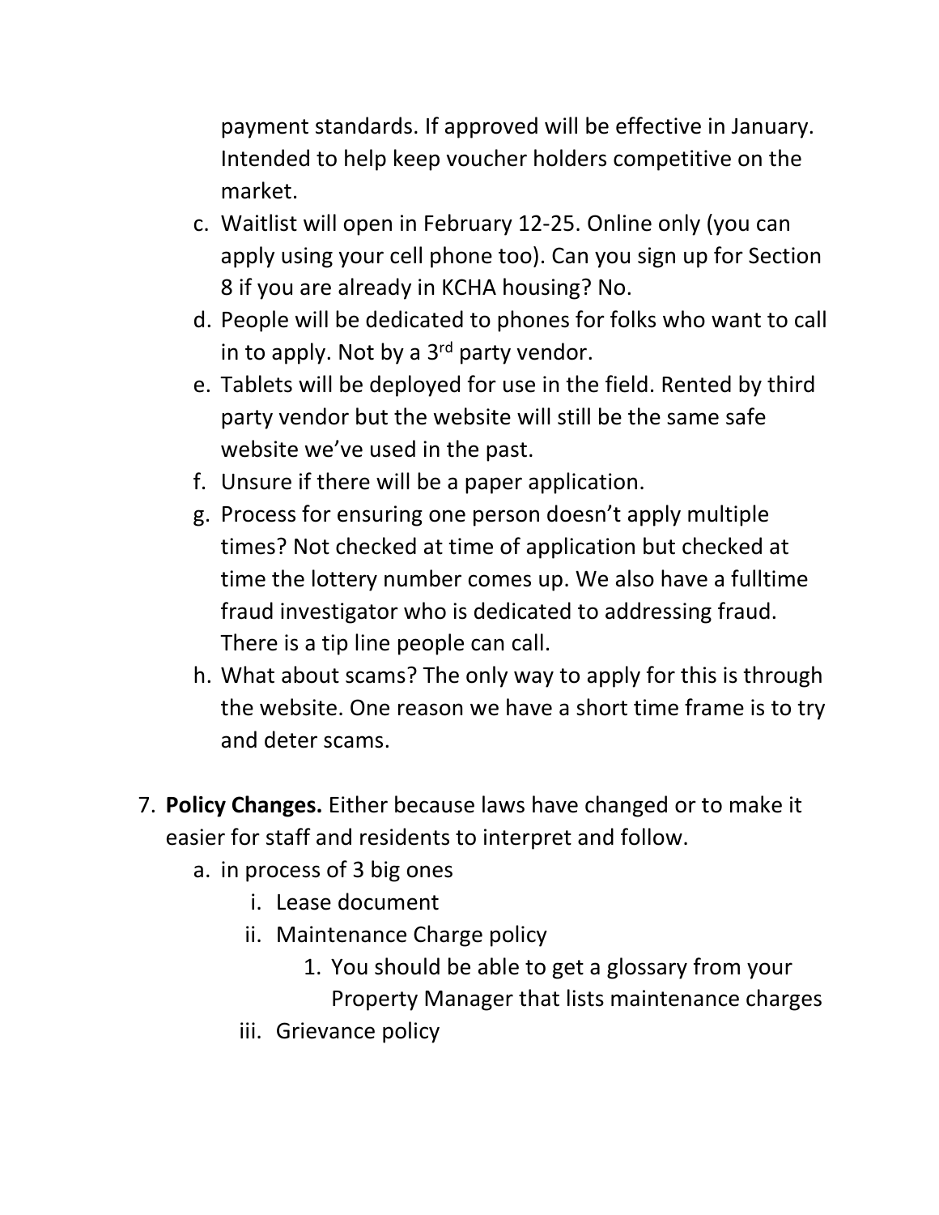payment standards. If approved will be effective in January. Intended to help keep voucher holders competitive on the market.

c. Waitlist will open in February 12-25. Online only (you can apply using your cell phone too). Can you sign up for Section 8 if you are already in KCHA housing? No.
d. People will be dedicated to phones for folks who want to call in to apply. Not by a 3rd party vendor.
e. Tablets will be deployed for use in the field. Rented by third party vendor but the website will still be the same safe website we've used in the past.
f. Unsure if there will be a paper application.
g. Process for ensuring one person doesn't apply multiple times? Not checked at time of application but checked at time the lottery number comes up. We also have a fulltime fraud investigator who is dedicated to addressing fraud. There is a tip line people can call.
h. What about scams? The only way to apply for this is through the website. One reason we have a short time frame is to try and deter scams.

7. **Policy Changes.** Either because laws have changed or to make it easier for staff and residents to interpret and follow.
    a. in process of 3 big ones
        i. Lease document
        ii. Maintenance Charge policy
            1. You should be able to get a glossary from your Property Manager that lists maintenance charges
        iii. Grievance policy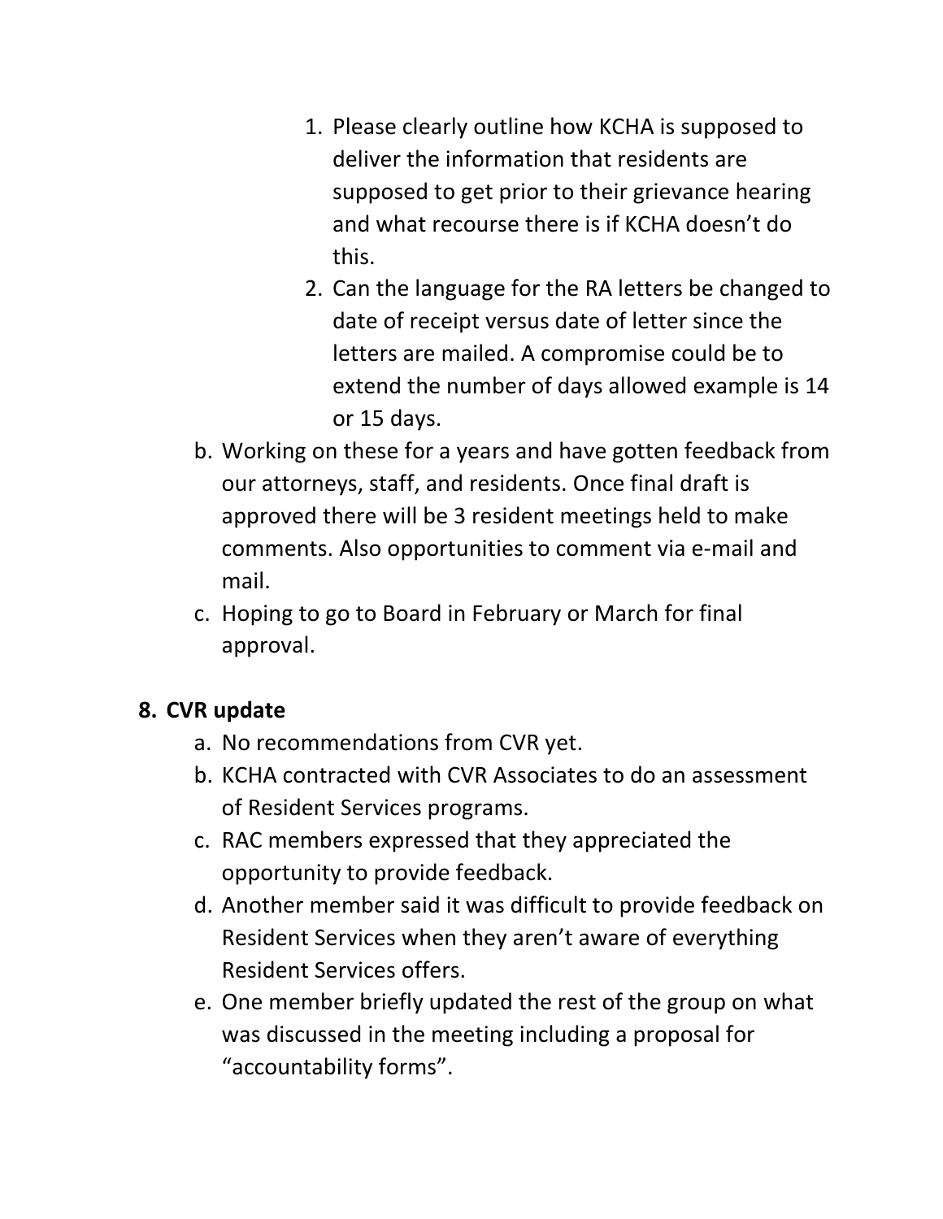1. Please clearly outline how KCHA is supposed to deliver the information that residents are supposed to get prior to their grievance hearing and what recourse there is if KCHA doesn't do this.
2. Can the language for the RA letters be changed to date of receipt versus date of letter since the letters are mailed. A compromise could be to extend the number of days allowed example is 14 or 15 days.

b. Working on these for a years and have gotten feedback from our attorneys, staff, and residents. Once final draft is approved there will be 3 resident meetings held to make comments. Also opportunities to comment via e-mail and mail.

c. Hoping to go to Board in February or March for final approval.

**8. CVR update**

a. No recommendations from CVR yet.

b. KCHA contracted with CVR Associates to do an assessment of Resident Services programs.

c. RAC members expressed that they appreciated the opportunity to provide feedback.

d. Another member said it was difficult to provide feedback on Resident Services when they aren't aware of everything Resident Services offers.

e. One member briefly updated the rest of the group on what was discussed in the meeting including a proposal for "accountability forms".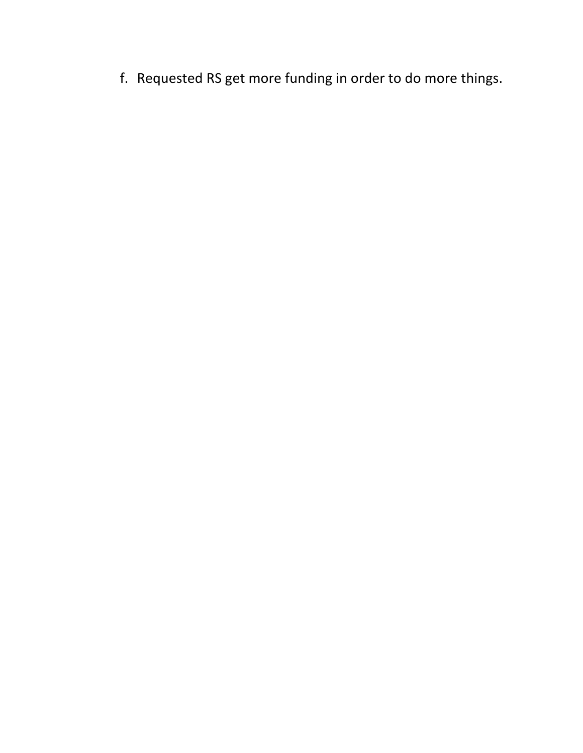f. Requested RS get more funding in order to do more things.